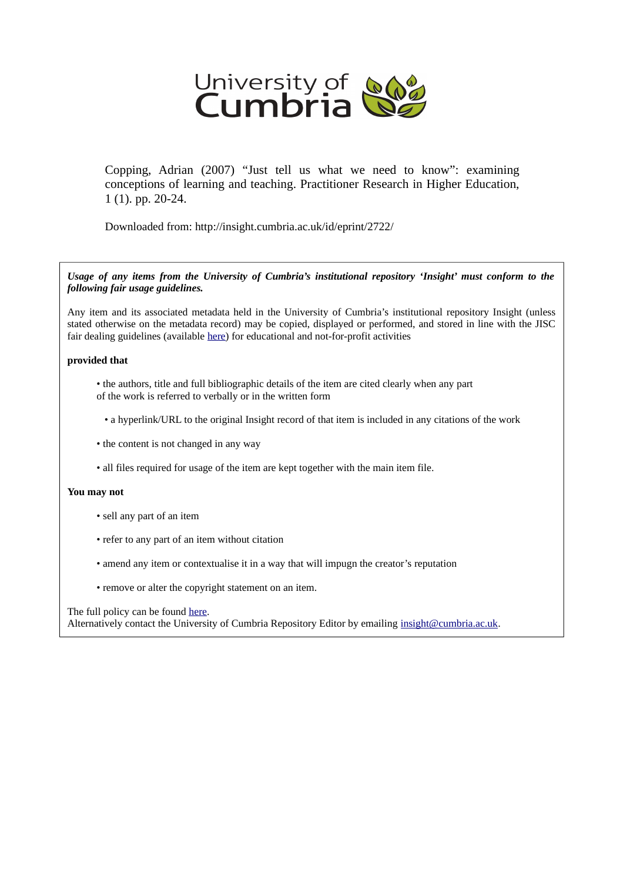University of Cumbria

Copping, Adrian (2007) "Just tell us what we need to know": examining conceptions of learning and teaching. Practitioner Research in Higher Education, 1 (1). pp. 20-24.

Downloaded from: http://insight.cumbria.ac.uk/id/eprint/2722/

***Usage of any items from the University of Cumbria's institutional repository 'Insight' must conform to the following fair usage guidelines.***

Any item and its associated metadata held in the University of Cumbria's institutional repository Insight (unless stated otherwise on the metadata record) may be copied, displayed or performed, and stored in line with the JISC fair dealing guidelines (available here) for educational and not-for-profit activities

**provided that**

- the authors, title and full bibliographic details of the item are cited clearly when any part of the work is referred to verbally or in the written form
- a hyperlink/URL to the original Insight record of that item is included in any citations of the work
- the content is not changed in any way
- all files required for usage of the item are kept together with the main item file.

**You may not**

- sell any part of an item
- refer to any part of an item without citation
- amend any item or contextualise it in a way that will impugn the creator's reputation
- remove or alter the copyright statement on an item.

The full policy can be found here.
Alternatively contact the University of Cumbria Repository Editor by emailing insight@cumbria.ac.uk.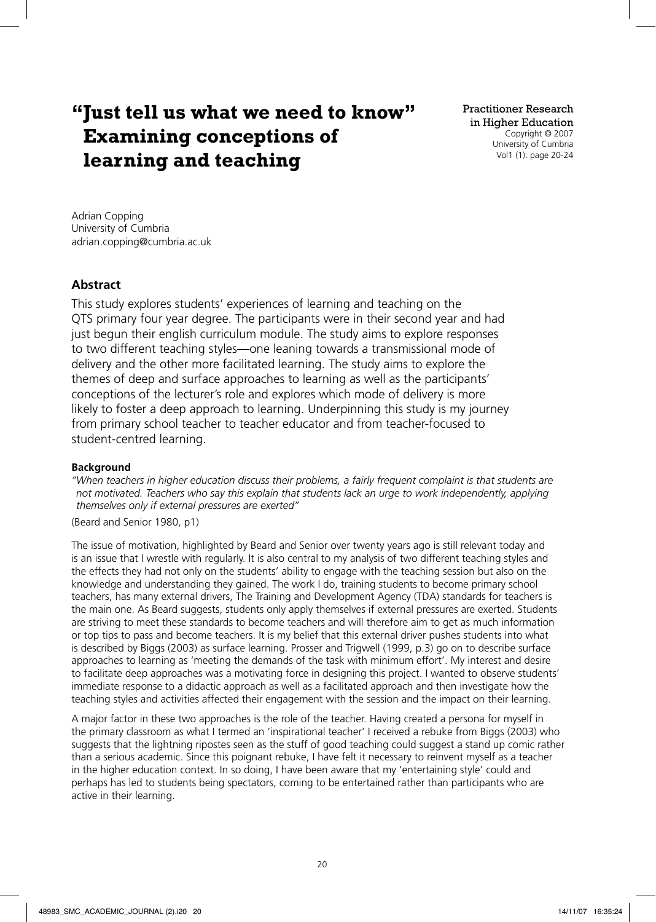# "Just tell us what we need to know" Examining conceptions of learning and teaching

Practitioner Research in Higher Education
Copyright © 2007
University of Cumbria
Vol1 (1): page 20-24

Adrian Copping
University of Cumbria
adrian.copping@cumbria.ac.uk

## Abstract

This study explores students' experiences of learning and teaching on the QTS primary four year degree. The participants were in their second year and had just begun their english curriculum module. The study aims to explore responses to two different teaching styles—one leaning towards a transmissional mode of delivery and the other more facilitated learning. The study aims to explore the themes of deep and surface approaches to learning as well as the participants' conceptions of the lecturer's role and explores which mode of delivery is more likely to foster a deep approach to learning. Underpinning this study is my journey from primary school teacher to teacher educator and from teacher-focused to student-centred learning.

### Background

*"When teachers in higher education discuss their problems, a fairly frequent complaint is that students are not motivated. Teachers who say this explain that students lack an urge to work independently, applying themselves only if external pressures are exerted"*

(Beard and Senior 1980, p1)

The issue of motivation, highlighted by Beard and Senior over twenty years ago is still relevant today and is an issue that I wrestle with regularly. It is also central to my analysis of two different teaching styles and the effects they had not only on the students' ability to engage with the teaching session but also on the knowledge and understanding they gained. The work I do, training students to become primary school teachers, has many external drivers, The Training and Development Agency (TDA) standards for teachers is the main one. As Beard suggests, students only apply themselves if external pressures are exerted. Students are striving to meet these standards to become teachers and will therefore aim to get as much information or top tips to pass and become teachers. It is my belief that this external driver pushes students into what is described by Biggs (2003) as surface learning. Prosser and Trigwell (1999, p.3) go on to describe surface approaches to learning as 'meeting the demands of the task with minimum effort'. My interest and desire to facilitate deep approaches was a motivating force in designing this project. I wanted to observe students' immediate response to a didactic approach as well as a facilitated approach and then investigate how the teaching styles and activities affected their engagement with the session and the impact on their learning.

A major factor in these two approaches is the role of the teacher. Having created a persona for myself in the primary classroom as what I termed an 'inspirational teacher' I received a rebuke from Biggs (2003) who suggests that the lightning ripostes seen as the stuff of good teaching could suggest a stand up comic rather than a serious academic. Since this poignant rebuke, I have felt it necessary to reinvent myself as a teacher in the higher education context. In so doing, I have been aware that my 'entertaining style' could and perhaps has led to students being spectators, coming to be entertained rather than participants who are active in their learning.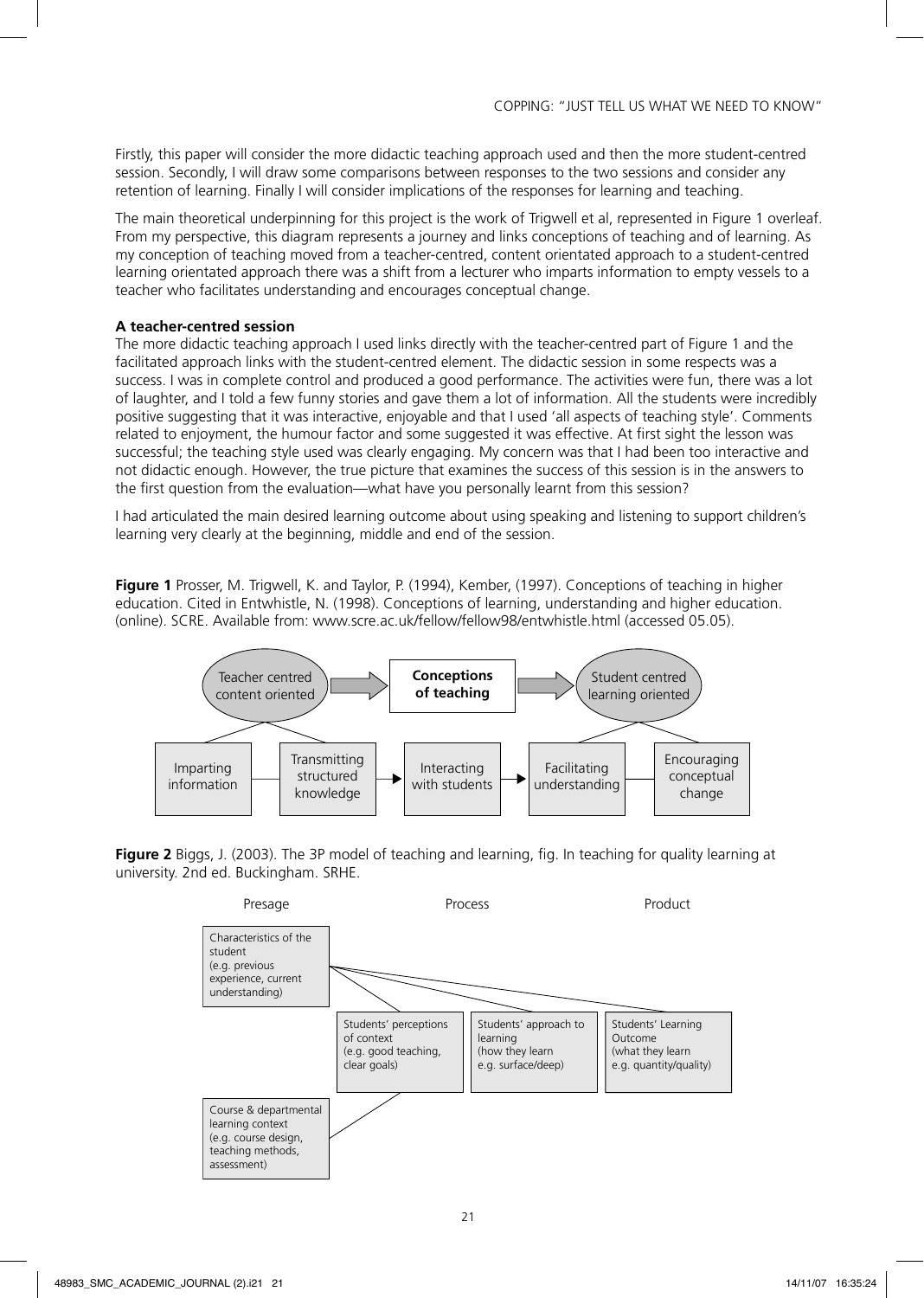Firstly, this paper will consider the more didactic teaching approach used and then the more student-centred session. Secondly, I will draw some comparisons between responses to the two sessions and consider any retention of learning. Finally I will consider implications of the responses for learning and teaching.

The main theoretical underpinning for this project is the work of Trigwell et al, represented in Figure 1 overleaf. From my perspective, this diagram represents a journey and links conceptions of teaching and of learning. As my conception of teaching moved from a teacher-centred, content orientated approach to a student-centred learning orientated approach there was a shift from a lecturer who imparts information to empty vessels to a teacher who facilitates understanding and encourages conceptual change.

### A teacher-centred session

The more didactic teaching approach I used links directly with the teacher-centred part of Figure 1 and the facilitated approach links with the student-centred element. The didactic session in some respects was a success. I was in complete control and produced a good performance. The activities were fun, there was a lot of laughter, and I told a few funny stories and gave them a lot of information. All the students were incredibly positive suggesting that it was interactive, enjoyable and that I used 'all aspects of teaching style'. Comments related to enjoyment, the humour factor and some suggested it was effective. At first sight the lesson was successful; the teaching style used was clearly engaging. My concern was that I had been too interactive and not didactic enough. However, the true picture that examines the success of this session is in the answers to the first question from the evaluation—what have you personally learnt from this session?

I had articulated the main desired learning outcome about using speaking and listening to support children's learning very clearly at the beginning, middle and end of the session.

**Figure 1** Prosser, M. Trigwell, K. and Taylor, P. (1994), Kember, (1997). Conceptions of teaching in higher education. Cited in Entwhistle, N. (1998). Conceptions of learning, understanding and higher education. (online). SCRE. Available from: www.scre.ac.uk/fellow/fellow98/entwhistle.html (accessed 05.05).

Teacher centred content oriented → **Conceptions of teaching** → Student centred learning oriented

Imparting information | Transmitting structured knowledge → Interacting with students → Facilitating understanding | Encouraging conceptual change

**Figure 2** Biggs, J. (2003). The 3P model of teaching and learning, fig. In teaching for quality learning at university. 2nd ed. Buckingham. SRHE.

| Presage | Process | | Product |
|---|---|---|---|
| Characteristics of the student (e.g. previous experience, current understanding) | | | |
| | Students' perceptions of context (e.g. good teaching, clear goals) | Students' approach to learning (how they learn e.g. surface/deep) | Students' Learning Outcome (what they learn e.g. quantity/quality) |
| Course & departmental learning context (e.g. course design, teaching methods, assessment) | | | |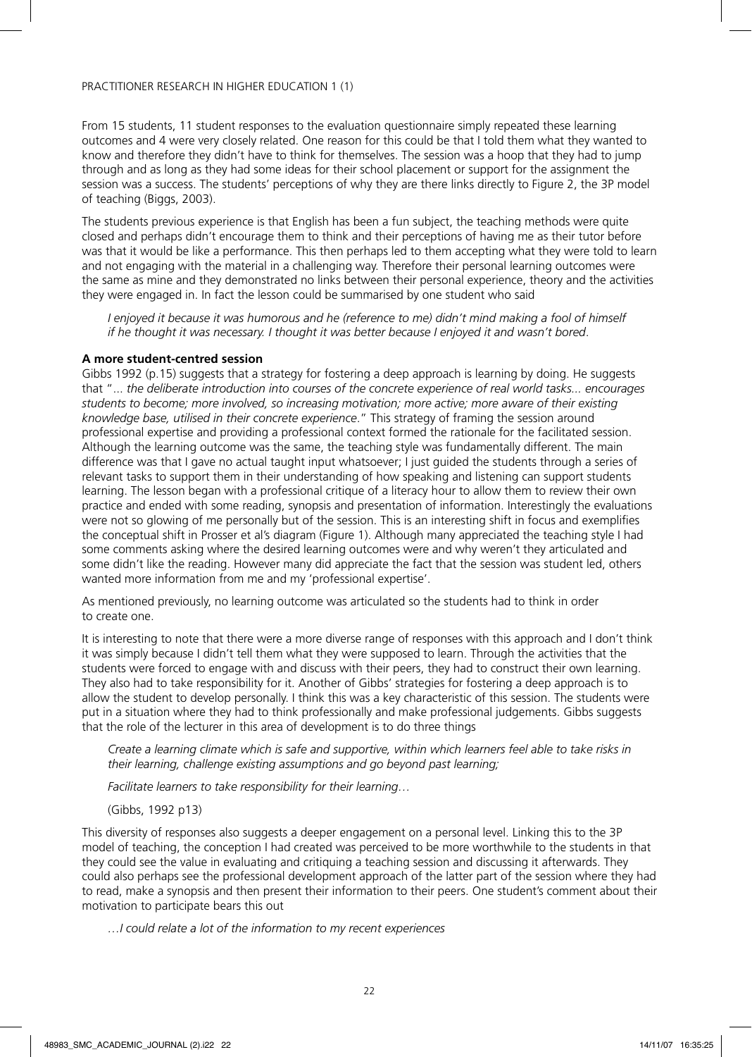From 15 students, 11 student responses to the evaluation questionnaire simply repeated these learning outcomes and 4 were very closely related. One reason for this could be that I told them what they wanted to know and therefore they didn't have to think for themselves. The session was a hoop that they had to jump through and as long as they had some ideas for their school placement or support for the assignment the session was a success. The students' perceptions of why they are there links directly to Figure 2, the 3P model of teaching (Biggs, 2003).

The students previous experience is that English has been a fun subject, the teaching methods were quite closed and perhaps didn't encourage them to think and their perceptions of having me as their tutor before was that it would be like a performance. This then perhaps led to them accepting what they were told to learn and not engaging with the material in a challenging way. Therefore their personal learning outcomes were the same as mine and they demonstrated no links between their personal experience, theory and the activities they were engaged in. In fact the lesson could be summarised by one student who said

> *I enjoyed it because it was humorous and he (reference to me) didn't mind making a fool of himself if he thought it was necessary. I thought it was better because I enjoyed it and wasn't bored.*

**A more student-centred session**

Gibbs 1992 (p.15) suggests that a strategy for fostering a deep approach is learning by doing. He suggests that "*... the deliberate introduction into courses of the concrete experience of real world tasks... encourages students to become; more involved, so increasing motivation; more active; more aware of their existing knowledge base, utilised in their concrete experience.*" This strategy of framing the session around professional expertise and providing a professional context formed the rationale for the facilitated session. Although the learning outcome was the same, the teaching style was fundamentally different. The main difference was that I gave no actual taught input whatsoever; I just guided the students through a series of relevant tasks to support them in their understanding of how speaking and listening can support students learning. The lesson began with a professional critique of a literacy hour to allow them to review their own practice and ended with some reading, synopsis and presentation of information. Interestingly the evaluations were not so glowing of me personally but of the session. This is an interesting shift in focus and exemplifies the conceptual shift in Prosser et al's diagram (Figure 1). Although many appreciated the teaching style I had some comments asking where the desired learning outcomes were and why weren't they articulated and some didn't like the reading. However many did appreciate the fact that the session was student led, others wanted more information from me and my 'professional expertise'.

As mentioned previously, no learning outcome was articulated so the students had to think in order to create one.

It is interesting to note that there were a more diverse range of responses with this approach and I don't think it was simply because I didn't tell them what they were supposed to learn. Through the activities that the students were forced to engage with and discuss with their peers, they had to construct their own learning. They also had to take responsibility for it. Another of Gibbs' strategies for fostering a deep approach is to allow the student to develop personally. I think this was a key characteristic of this session. The students were put in a situation where they had to think professionally and make professional judgements. Gibbs suggests that the role of the lecturer in this area of development is to do three things

> *Create a learning climate which is safe and supportive, within which learners feel able to take risks in their learning, challenge existing assumptions and go beyond past learning;*
>
> *Facilitate learners to take responsibility for their learning…*
>
> (Gibbs, 1992 p13)

This diversity of responses also suggests a deeper engagement on a personal level. Linking this to the 3P model of teaching, the conception I had created was perceived to be more worthwhile to the students in that they could see the value in evaluating and critiquing a teaching session and discussing it afterwards. They could also perhaps see the professional development approach of the latter part of the session where they had to read, make a synopsis and then present their information to their peers. One student's comment about their motivation to participate bears this out

> *…I could relate a lot of the information to my recent experiences*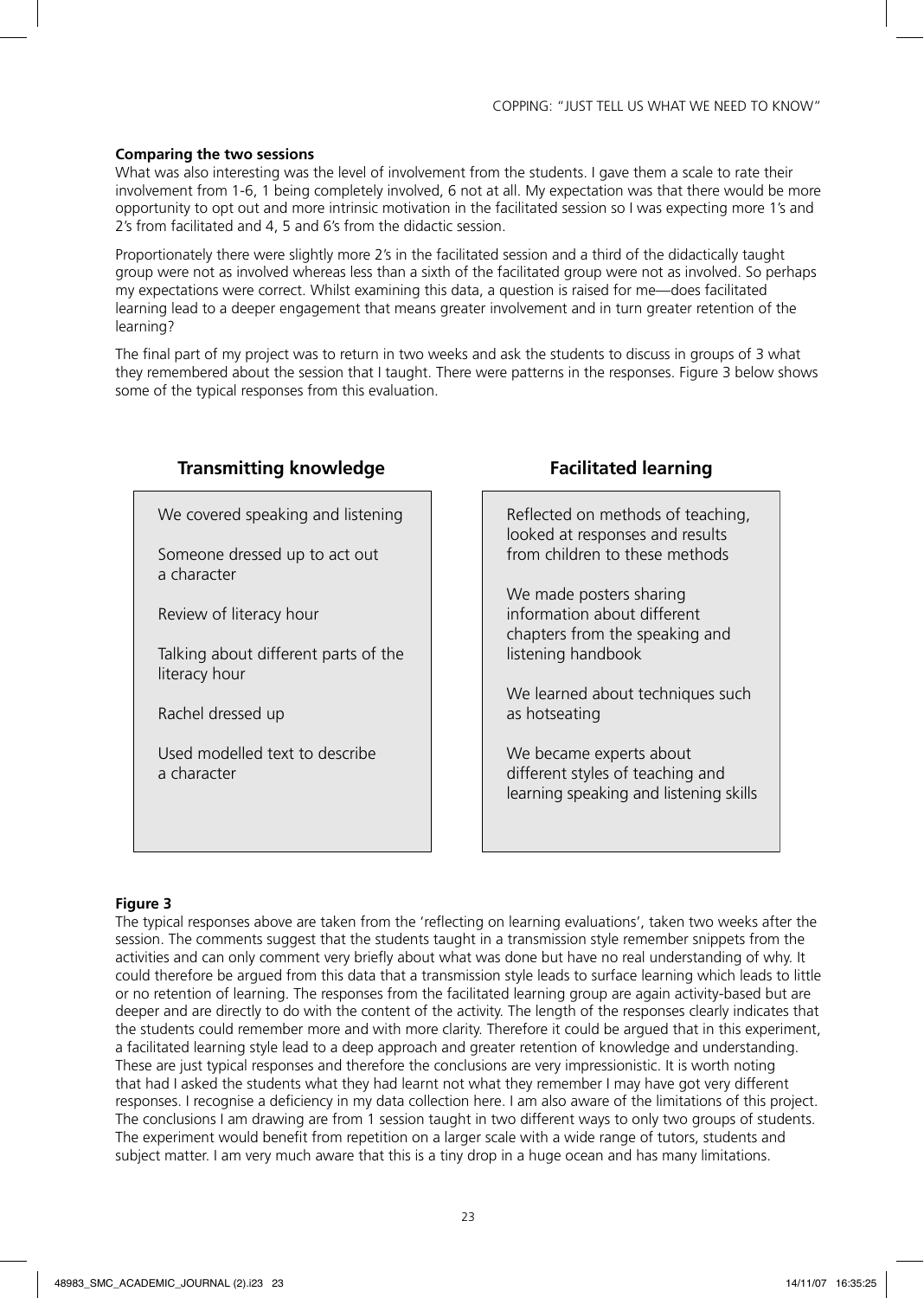**Comparing the two sessions**

What was also interesting was the level of involvement from the students. I gave them a scale to rate their involvement from 1-6, 1 being completely involved, 6 not at all. My expectation was that there would be more opportunity to opt out and more intrinsic motivation in the facilitated session so I was expecting more 1's and 2's from facilitated and 4, 5 and 6's from the didactic session.

Proportionately there were slightly more 2's in the facilitated session and a third of the didactically taught group were not as involved whereas less than a sixth of the facilitated group were not as involved. So perhaps my expectations were correct. Whilst examining this data, a question is raised for me—does facilitated learning lead to a deeper engagement that means greater involvement and in turn greater retention of the learning?

The final part of my project was to return in two weeks and ask the students to discuss in groups of 3 what they remembered about the session that I taught. There were patterns in the responses. Figure 3 below shows some of the typical responses from this evaluation.

| Transmitting knowledge | Facilitated learning |
| --- | --- |
| We covered speaking and listening | Reflected on methods of teaching, looked at responses and results from children to these methods |
| Someone dressed up to act out a character | We made posters sharing information about different chapters from the speaking and listening handbook |
| Review of literacy hour | We learned about techniques such as hotseating |
| Talking about different parts of the literacy hour | We became experts about different styles of teaching and learning speaking and listening skills |
| Rachel dressed up | |
| Used modelled text to describe a character | |

**Figure 3**

The typical responses above are taken from the 'reflecting on learning evaluations', taken two weeks after the session. The comments suggest that the students taught in a transmission style remember snippets from the activities and can only comment very briefly about what was done but have no real understanding of why. It could therefore be argued from this data that a transmission style leads to surface learning which leads to little or no retention of learning. The responses from the facilitated learning group are again activity-based but are deeper and are directly to do with the content of the activity. The length of the responses clearly indicates that the students could remember more and with more clarity. Therefore it could be argued that in this experiment, a facilitated learning style lead to a deep approach and greater retention of knowledge and understanding. These are just typical responses and therefore the conclusions are very impressionistic. It is worth noting that had I asked the students what they had learnt not what they remember I may have got very different responses. I recognise a deficiency in my data collection here. I am also aware of the limitations of this project. The conclusions I am drawing are from 1 session taught in two different ways to only two groups of students. The experiment would benefit from repetition on a larger scale with a wide range of tutors, students and subject matter. I am very much aware that this is a tiny drop in a huge ocean and has many limitations.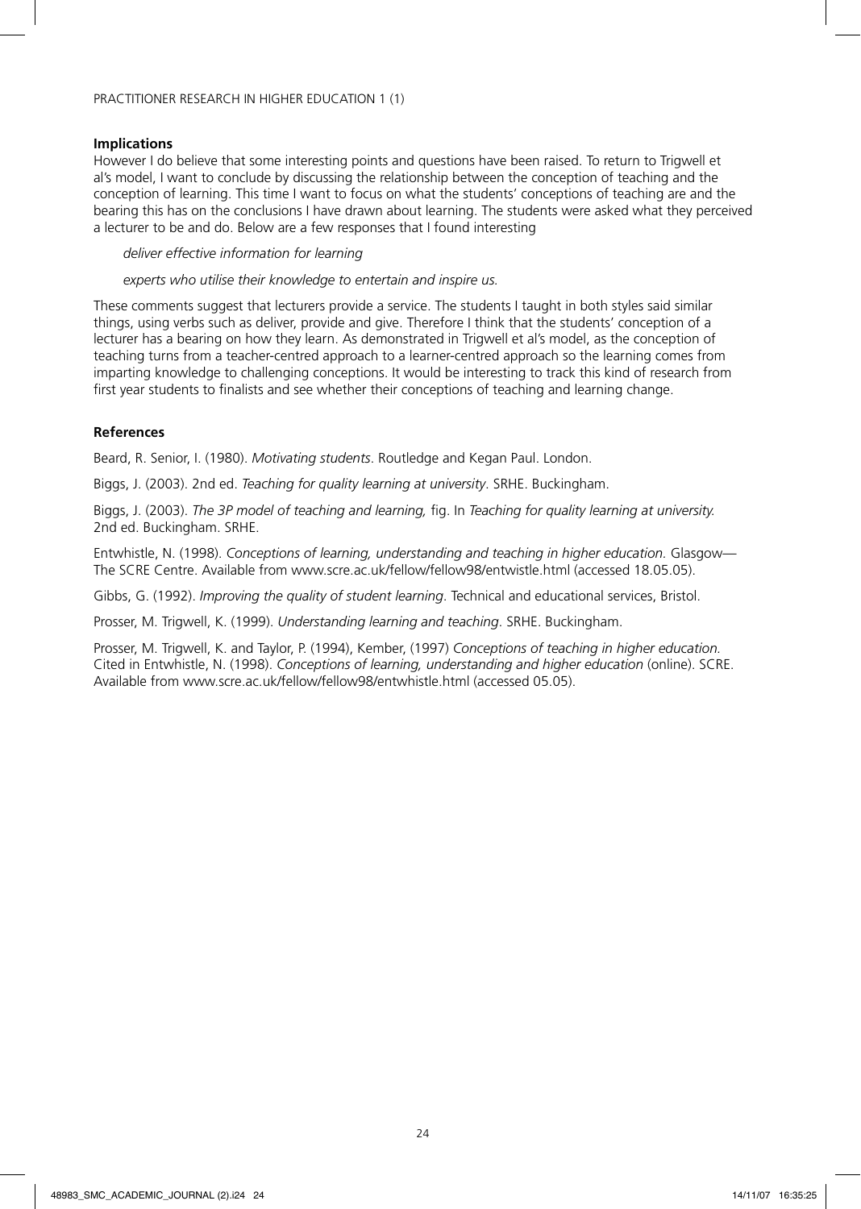**Implications**

However I do believe that some interesting points and questions have been raised. To return to Trigwell et al's model, I want to conclude by discussing the relationship between the conception of teaching and the conception of learning. This time I want to focus on what the students' conceptions of teaching are and the bearing this has on the conclusions I have drawn about learning. The students were asked what they perceived a lecturer to be and do. Below are a few responses that I found interesting

> *deliver effective information for learning*
>
> *experts who utilise their knowledge to entertain and inspire us.*

These comments suggest that lecturers provide a service. The students I taught in both styles said similar things, using verbs such as deliver, provide and give. Therefore I think that the students' conception of a lecturer has a bearing on how they learn. As demonstrated in Trigwell et al's model, as the conception of teaching turns from a teacher-centred approach to a learner-centred approach so the learning comes from imparting knowledge to challenging conceptions. It would be interesting to track this kind of research from first year students to finalists and see whether their conceptions of teaching and learning change.

**References**

Beard, R. Senior, I. (1980). *Motivating students*. Routledge and Kegan Paul. London.

Biggs, J. (2003). 2nd ed. *Teaching for quality learning at university*. SRHE. Buckingham.

Biggs, J. (2003). *The 3P model of teaching and learning,* fig. In *Teaching for quality learning at university.* 2nd ed. Buckingham. SRHE.

Entwhistle, N. (1998). *Conceptions of learning, understanding and teaching in higher education.* Glasgow—The SCRE Centre. Available from www.scre.ac.uk/fellow/fellow98/entwistle.html (accessed 18.05.05).

Gibbs, G. (1992). *Improving the quality of student learning*. Technical and educational services, Bristol.

Prosser, M. Trigwell, K. (1999). *Understanding learning and teaching*. SRHE. Buckingham.

Prosser, M. Trigwell, K. and Taylor, P. (1994), Kember, (1997) *Conceptions of teaching in higher education.* Cited in Entwhistle, N. (1998). *Conceptions of learning, understanding and higher education* (online). SCRE. Available from www.scre.ac.uk/fellow/fellow98/entwhistle.html (accessed 05.05).